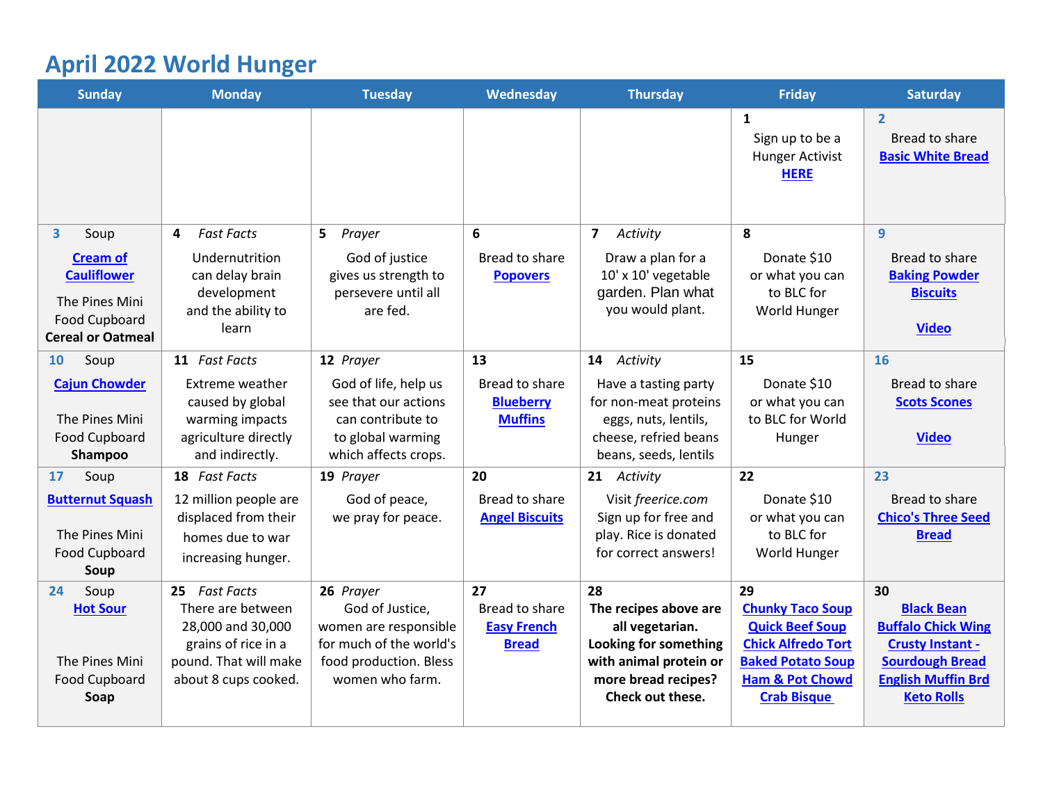# April 2022 World Hunger

| Sunday | Monday | Tuesday | Wednesday | Thursday | Friday | Saturday |
|---|---|---|---|---|---|---|
| | | | | | **1** Sign up to be a Hunger Activist **HERE** | **2** Bread to share **Basic White Bread** |
| **3** Soup **Cream of Cauliflower** The Pines Mini Food Cupboard **Cereal or Oatmeal** | **4** *Fast Facts* Undernutrition can delay brain development and the ability to learn | **5** *Prayer* God of justice gives us strength to persevere until all are fed. | **6** Bread to share **Popovers** | **7** *Activity* Draw a plan for a 10' x 10' vegetable garden. Plan what you would plant. | **8** Donate $10 or what you can to BLC for World Hunger | **9** Bread to share **Baking Powder Biscuits** **Video** |
| **10** Soup **Cajun Chowder** The Pines Mini Food Cupboard **Shampoo** | **11** *Fast Facts* Extreme weather caused by global warming impacts agriculture directly and indirectly. | **12** *Prayer* God of life, help us see that our actions can contribute to to global warming which affects crops. | **13** Bread to share **Blueberry Muffins** | **14** *Activity* Have a tasting party for non-meat proteins eggs, nuts, lentils, cheese, refried beans beans, seeds, lentils | **15** Donate $10 or what you can to BLC for World Hunger | **16** Bread to share **Scots Scones** **Video** |
| **17** Soup **Butternut Squash** The Pines Mini Food Cupboard **Soup** | **18** *Fast Facts* 12 million people are displaced from their homes due to war increasing hunger. | **19** *Prayer* God of peace, we pray for peace. | **20** Bread to share **Angel Biscuits** | **21** *Activity* Visit *freerice.com* Sign up for free and play. Rice is donated for correct answers! | **22** Donate $10 or what you can to BLC for World Hunger | **23** Bread to share **Chico's Three Seed Bread** |
| **24** Soup **Hot Sour** The Pines Mini Food Cupboard **Soap** | **25** *Fast Facts* There are between 28,000 and 30,000 grains of rice in a pound. That will make about 8 cups cooked. | **26** *Prayer* God of Justice, women are responsible for much of the world's food production. Bless women who farm. | **27** Bread to share **Easy French Bread** | **28** **The recipes above are all vegetarian. Looking for something with animal protein or more bread recipes? Check out these.** | **29** **Chunky Taco Soup** **Quick Beef Soup** **Chick Alfredo Tort** **Baked Potato Soup** **Ham & Pot Chowd** **Crab Bisque** | **30** **Black Bean** **Buffalo Chick Wing** **Crusty Instant - Sourdough Bread** **English Muffin Brd** **Keto Rolls** |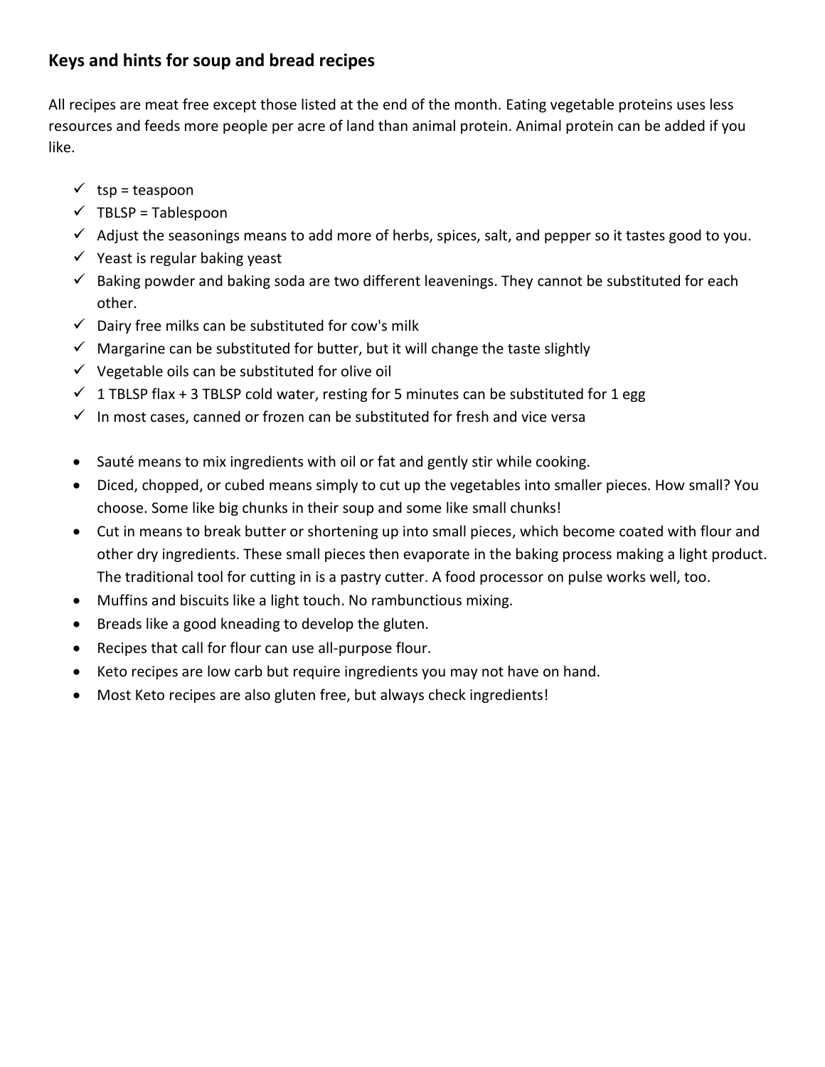### Keys and hints for soup and bread recipes

All recipes are meat free except those listed at the end of the month. Eating vegetable proteins uses less resources and feeds more people per acre of land than animal protein. Animal protein can be added if you like.

- ✓ tsp = teaspoon
- ✓ TBLSP = Tablespoon
- ✓ Adjust the seasonings means to add more of herbs, spices, salt, and pepper so it tastes good to you.
- ✓ Yeast is regular baking yeast
- ✓ Baking powder and baking soda are two different leavenings. They cannot be substituted for each other.
- ✓ Dairy free milks can be substituted for cow's milk
- ✓ Margarine can be substituted for butter, but it will change the taste slightly
- ✓ Vegetable oils can be substituted for olive oil
- ✓ 1 TBLSP flax + 3 TBLSP cold water, resting for 5 minutes can be substituted for 1 egg
- ✓ In most cases, canned or frozen can be substituted for fresh and vice versa

- Sauté means to mix ingredients with oil or fat and gently stir while cooking.
- Diced, chopped, or cubed means simply to cut up the vegetables into smaller pieces. How small? You choose. Some like big chunks in their soup and some like small chunks!
- Cut in means to break butter or shortening up into small pieces, which become coated with flour and other dry ingredients. These small pieces then evaporate in the baking process making a light product. The traditional tool for cutting in is a pastry cutter. A food processor on pulse works well, too.
- Muffins and biscuits like a light touch. No rambunctious mixing.
- Breads like a good kneading to develop the gluten.
- Recipes that call for flour can use all-purpose flour.
- Keto recipes are low carb but require ingredients you may not have on hand.
- Most Keto recipes are also gluten free, but always check ingredients!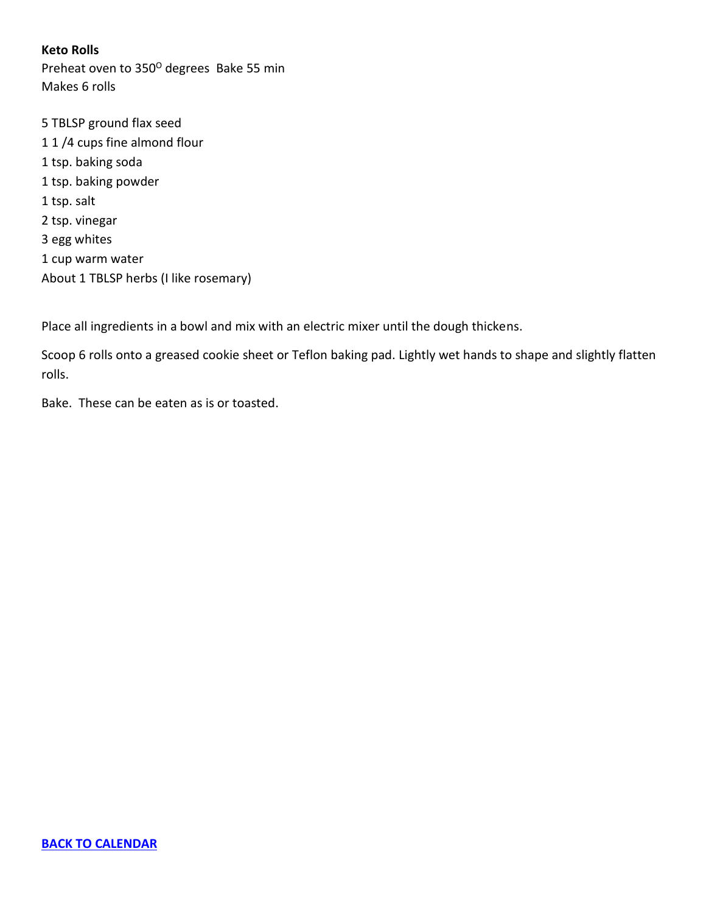**Keto Rolls**

Preheat oven to 350$^{O}$ degrees  Bake 55 min

Makes 6 rolls

5 TBLSP ground flax seed
1 1 /4 cups fine almond flour
1 tsp. baking soda
1 tsp. baking powder
1 tsp. salt
2 tsp. vinegar
3 egg whites
1 cup warm water
About 1 TBLSP herbs (I like rosemary)

Place all ingredients in a bowl and mix with an electric mixer until the dough thickens.

Scoop 6 rolls onto a greased cookie sheet or Teflon baking pad. Lightly wet hands to shape and slightly flatten rolls.

Bake.  These can be eaten as is or toasted.

**BACK TO CALENDAR**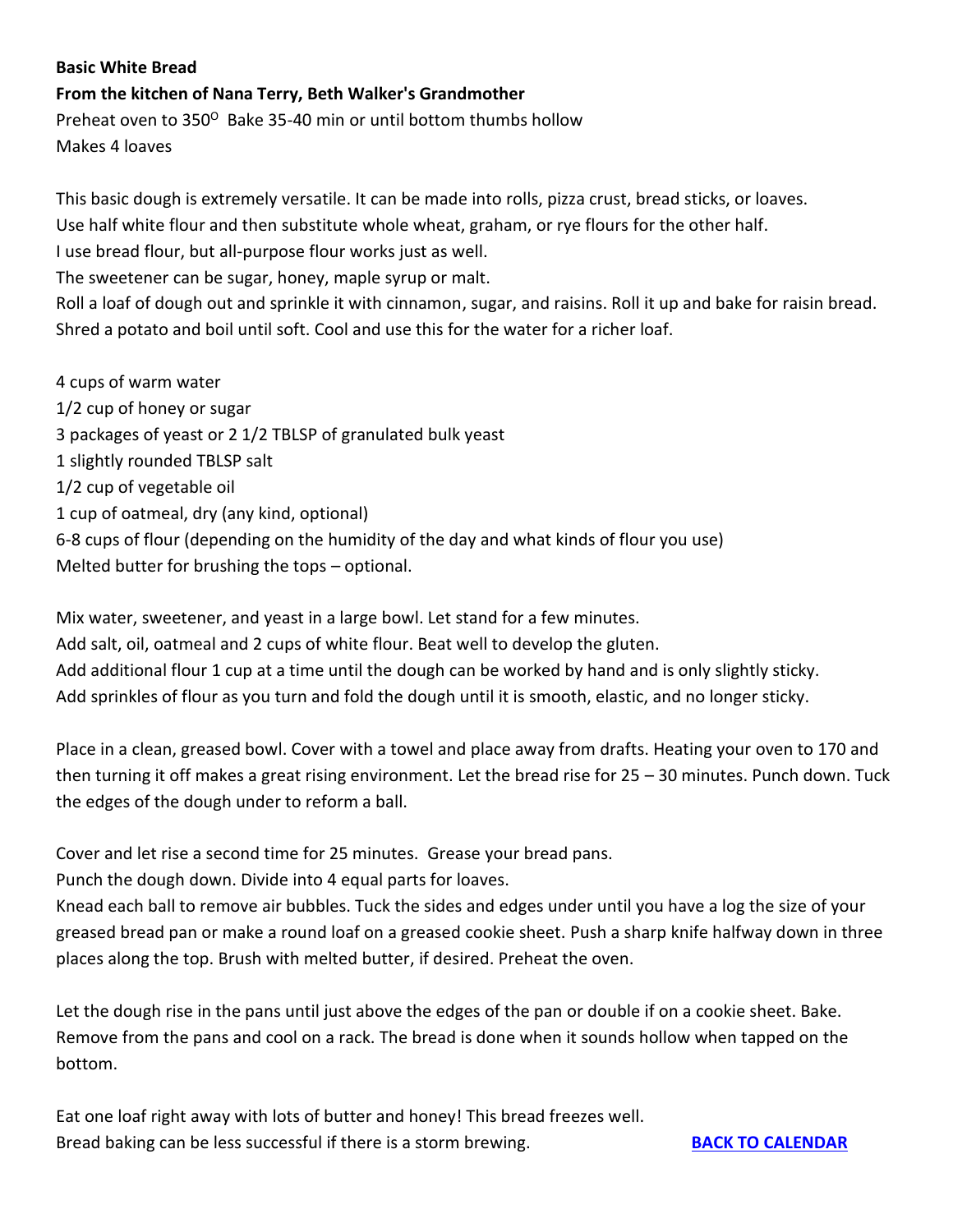**Basic White Bread**

**From the kitchen of Nana Terry, Beth Walker's Grandmother**

Preheat oven to 350$^{O}$ Bake 35-40 min or until bottom thumbs hollow
Makes 4 loaves

This basic dough is extremely versatile. It can be made into rolls, pizza crust, bread sticks, or loaves.
Use half white flour and then substitute whole wheat, graham, or rye flours for the other half.
I use bread flour, but all-purpose flour works just as well.
The sweetener can be sugar, honey, maple syrup or malt.
Roll a loaf of dough out and sprinkle it with cinnamon, sugar, and raisins. Roll it up and bake for raisin bread.
Shred a potato and boil until soft. Cool and use this for the water for a richer loaf.

4 cups of warm water
1/2 cup of honey or sugar
3 packages of yeast or 2 1/2 TBLSP of granulated bulk yeast
1 slightly rounded TBLSP salt
1/2 cup of vegetable oil
1 cup of oatmeal, dry (any kind, optional)
6-8 cups of flour (depending on the humidity of the day and what kinds of flour you use)
Melted butter for brushing the tops – optional.

Mix water, sweetener, and yeast in a large bowl. Let stand for a few minutes.
Add salt, oil, oatmeal and 2 cups of white flour. Beat well to develop the gluten.
Add additional flour 1 cup at a time until the dough can be worked by hand and is only slightly sticky.
Add sprinkles of flour as you turn and fold the dough until it is smooth, elastic, and no longer sticky.

Place in a clean, greased bowl. Cover with a towel and place away from drafts. Heating your oven to 170 and then turning it off makes a great rising environment. Let the bread rise for 25 – 30 minutes. Punch down. Tuck the edges of the dough under to reform a ball.

Cover and let rise a second time for 25 minutes. Grease your bread pans.
Punch the dough down. Divide into 4 equal parts for loaves.
Knead each ball to remove air bubbles. Tuck the sides and edges under until you have a log the size of your greased bread pan or make a round loaf on a greased cookie sheet. Push a sharp knife halfway down in three places along the top. Brush with melted butter, if desired. Preheat the oven.

Let the dough rise in the pans until just above the edges of the pan or double if on a cookie sheet. Bake. Remove from the pans and cool on a rack. The bread is done when it sounds hollow when tapped on the bottom.

Eat one loaf right away with lots of butter and honey! This bread freezes well.
Bread baking can be less successful if there is a storm brewing.

**BACK TO CALENDAR**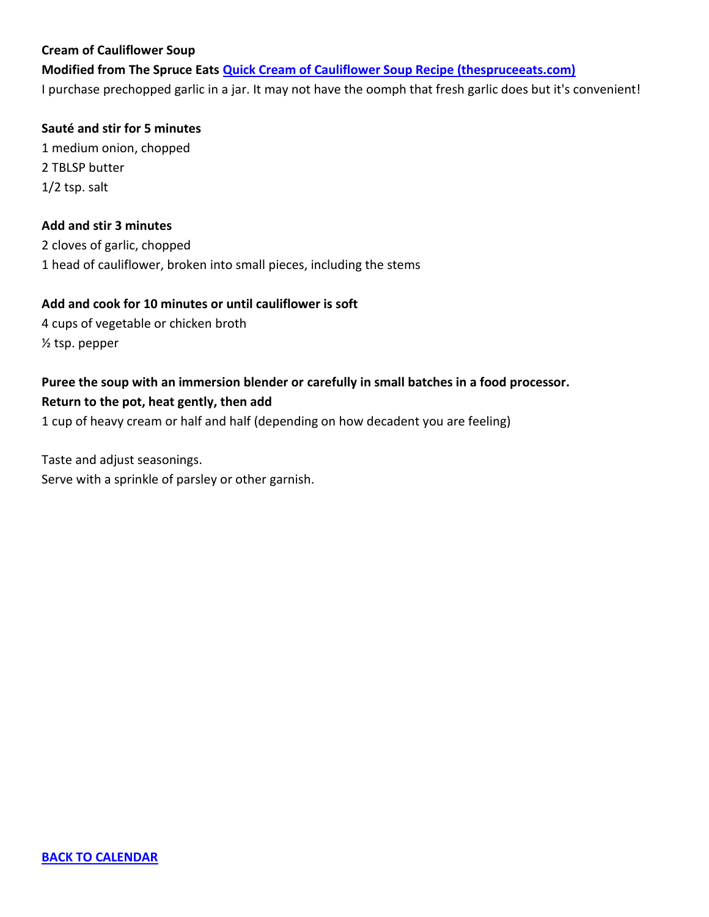**Cream of Cauliflower Soup**

**Modified from The Spruce Eats [Quick Cream of Cauliflower Soup Recipe (thespruceeats.com)]**

I purchase prechopped garlic in a jar. It may not have the oomph that fresh garlic does but it's convenient!

**Sauté and stir for 5 minutes**

1 medium onion, chopped
2 TBLSP butter
1/2 tsp. salt

**Add and stir 3 minutes**

2 cloves of garlic, chopped
1 head of cauliflower, broken into small pieces, including the stems

**Add and cook for 10 minutes or until cauliflower is soft**

4 cups of vegetable or chicken broth
½ tsp. pepper

**Puree the soup with an immersion blender or carefully in small batches in a food processor.**
**Return to the pot, heat gently, then add**

1 cup of heavy cream or half and half (depending on how decadent you are feeling)

Taste and adjust seasonings.
Serve with a sprinkle of parsley or other garnish.

**BACK TO CALENDAR**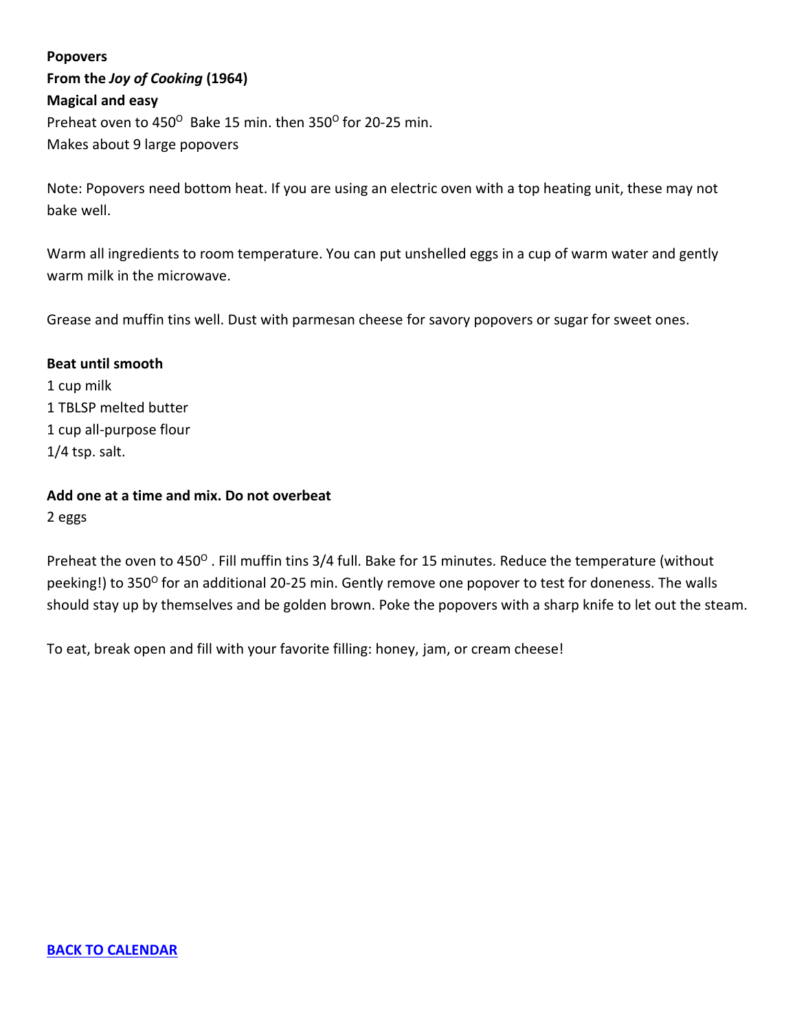**Popovers**
**From the *Joy of Cooking* (1964)**
**Magical and easy**
Preheat oven to 450$^{O}$ Bake 15 min. then 350$^{O}$ for 20-25 min.
Makes about 9 large popovers

Note: Popovers need bottom heat. If you are using an electric oven with a top heating unit, these may not bake well.

Warm all ingredients to room temperature. You can put unshelled eggs in a cup of warm water and gently warm milk in the microwave.

Grease and muffin tins well. Dust with parmesan cheese for savory popovers or sugar for sweet ones.

**Beat until smooth**
1 cup milk
1 TBLSP melted butter
1 cup all-purpose flour
1/4 tsp. salt.

**Add one at a time and mix. Do not overbeat**
2 eggs

Preheat the oven to 450$^{O}$ . Fill muffin tins 3/4 full. Bake for 15 minutes. Reduce the temperature (without peeking!) to 350$^{O}$ for an additional 20-25 min. Gently remove one popover to test for doneness. The walls should stay up by themselves and be golden brown. Poke the popovers with a sharp knife to let out the steam.

To eat, break open and fill with your favorite filling: honey, jam, or cream cheese!

**BACK TO CALENDAR**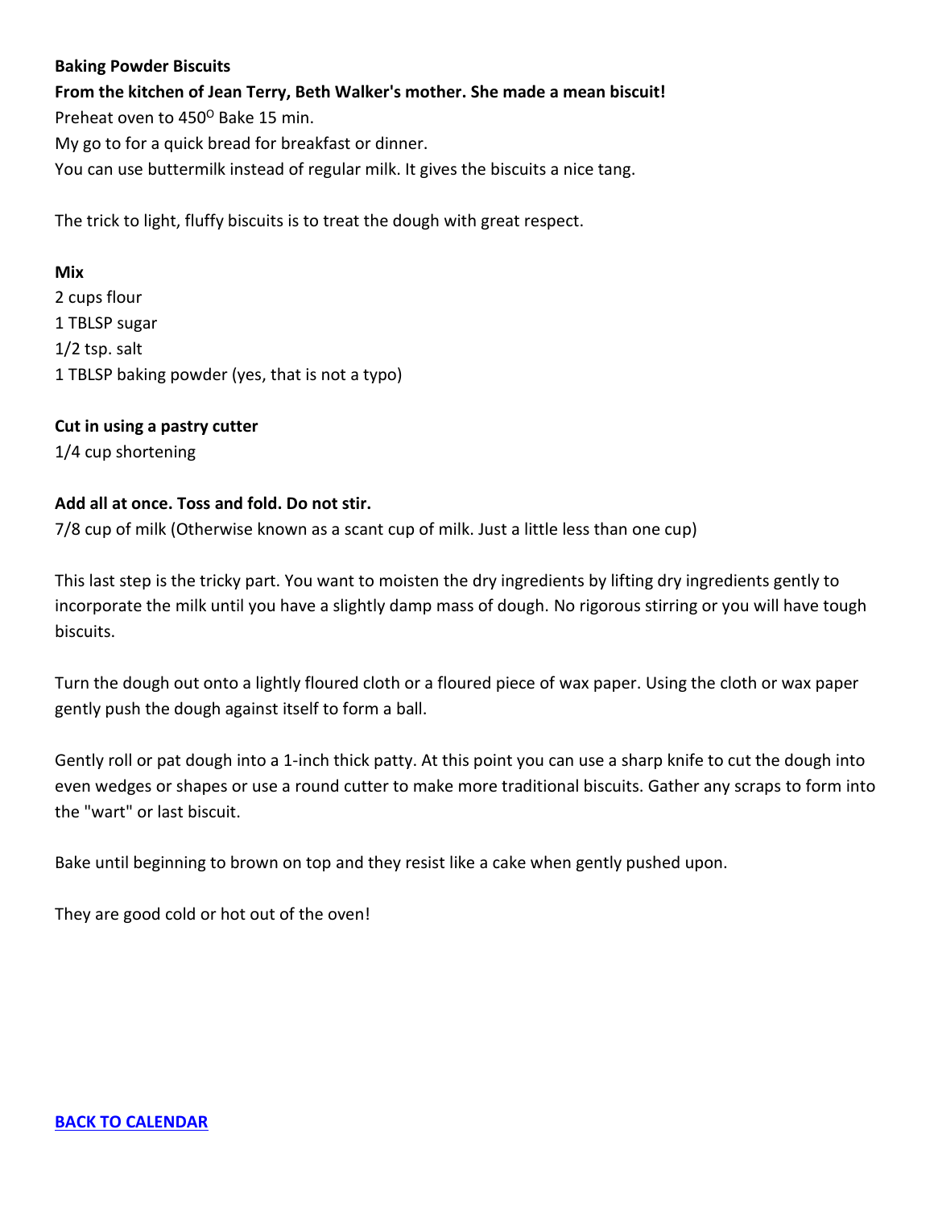**Baking Powder Biscuits**

**From the kitchen of Jean Terry, Beth Walker's mother. She made a mean biscuit!**

Preheat oven to 450$^{O}$ Bake 15 min.

My go to for a quick bread for breakfast or dinner.

You can use buttermilk instead of regular milk. It gives the biscuits a nice tang.

The trick to light, fluffy biscuits is to treat the dough with great respect.

**Mix**

2 cups flour
1 TBLSP sugar
1/2 tsp. salt
1 TBLSP baking powder (yes, that is not a typo)

**Cut in using a pastry cutter**

1/4 cup shortening

**Add all at once. Toss and fold. Do not stir.**

7/8 cup of milk (Otherwise known as a scant cup of milk. Just a little less than one cup)

This last step is the tricky part. You want to moisten the dry ingredients by lifting dry ingredients gently to incorporate the milk until you have a slightly damp mass of dough. No rigorous stirring or you will have tough biscuits.

Turn the dough out onto a lightly floured cloth or a floured piece of wax paper. Using the cloth or wax paper gently push the dough against itself to form a ball.

Gently roll or pat dough into a 1-inch thick patty. At this point you can use a sharp knife to cut the dough into even wedges or shapes or use a round cutter to make more traditional biscuits. Gather any scraps to form into the "wart" or last biscuit.

Bake until beginning to brown on top and they resist like a cake when gently pushed upon.

They are good cold or hot out of the oven!

**BACK TO CALENDAR**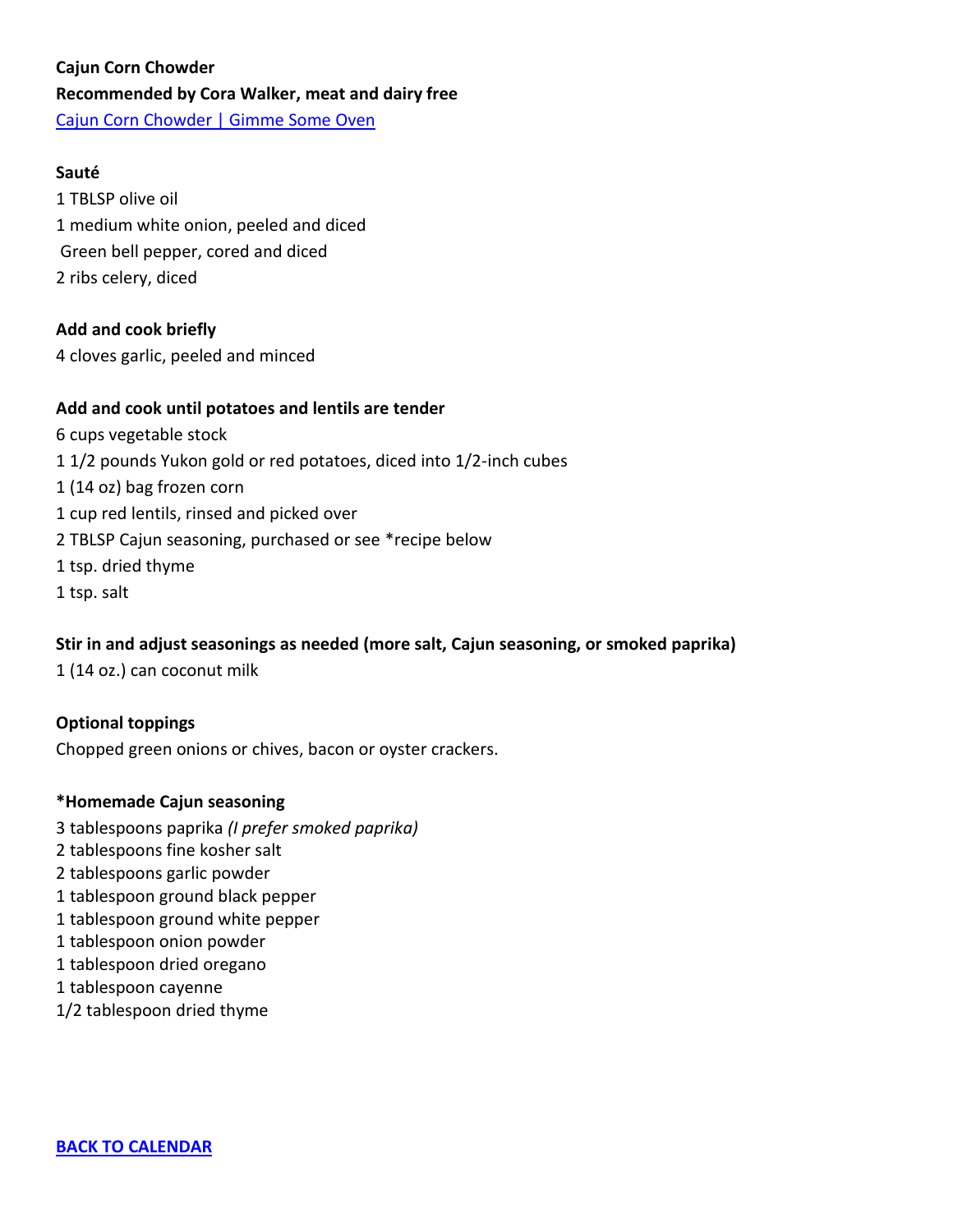**Cajun Corn Chowder**

**Recommended by Cora Walker, meat and dairy free**

[Cajun Corn Chowder | Gimme Some Oven]()

**Sauté**

1 TBLSP olive oil
1 medium white onion, peeled and diced
Green bell pepper, cored and diced
2 ribs celery, diced

**Add and cook briefly**

4 cloves garlic, peeled and minced

**Add and cook until potatoes and lentils are tender**

6 cups vegetable stock
1 1/2 pounds Yukon gold or red potatoes, diced into 1/2-inch cubes
1 (14 oz) bag frozen corn
1 cup red lentils, rinsed and picked over
2 TBLSP Cajun seasoning, purchased or see *recipe below
1 tsp. dried thyme
1 tsp. salt

**Stir in and adjust seasonings as needed (more salt, Cajun seasoning, or smoked paprika)**

1 (14 oz.) can coconut milk

**Optional toppings**

Chopped green onions or chives, bacon or oyster crackers.

**\*Homemade Cajun seasoning**

3 tablespoons paprika *(I prefer smoked paprika)*
2 tablespoons fine kosher salt
2 tablespoons garlic powder
1 tablespoon ground black pepper
1 tablespoon ground white pepper
1 tablespoon onion powder
1 tablespoon dried oregano
1 tablespoon cayenne
1/2 tablespoon dried thyme

[**BACK TO CALENDAR**]()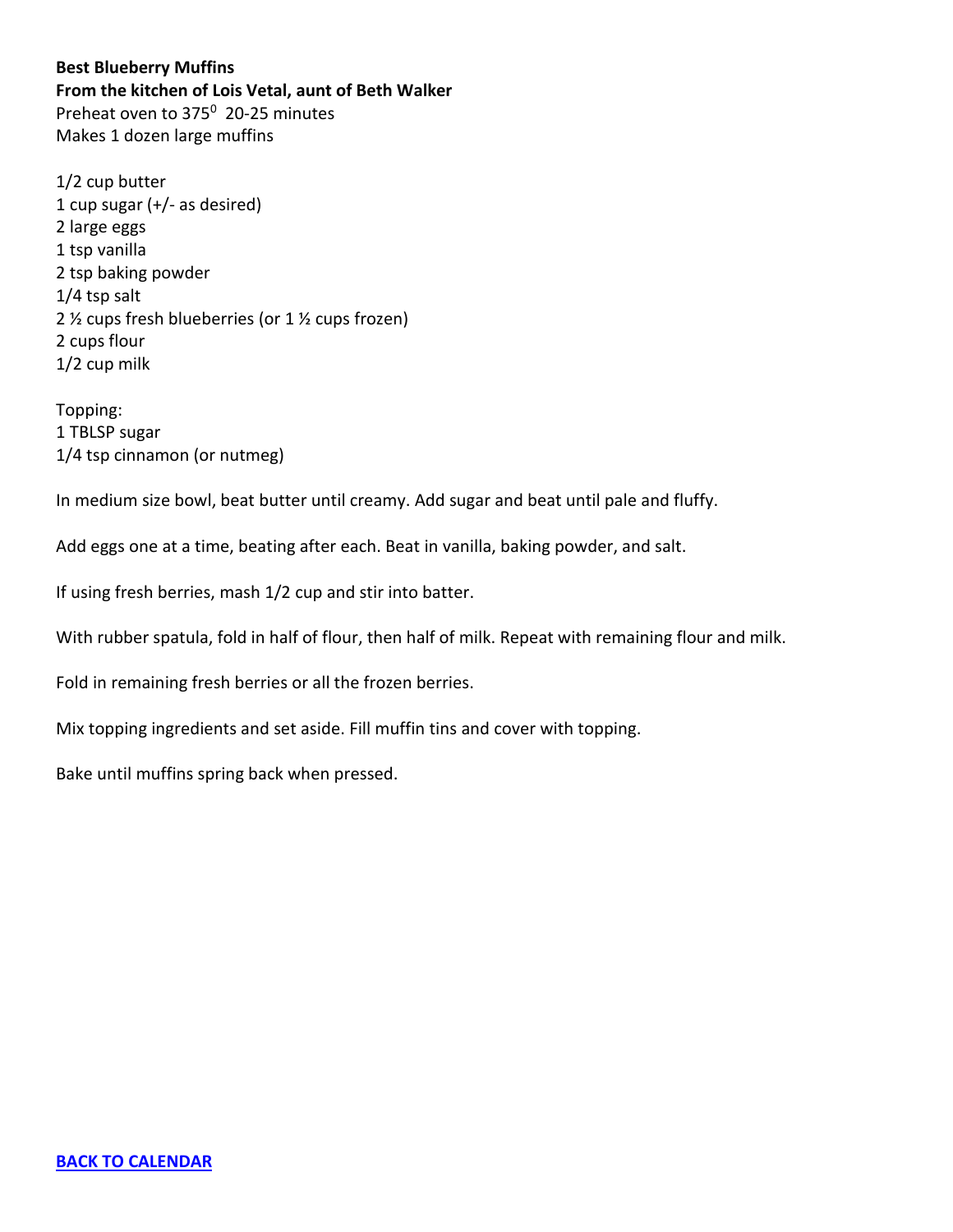**Best Blueberry Muffins**
**From the kitchen of Lois Vetal, aunt of Beth Walker**
Preheat oven to $375^0$ 20-25 minutes
Makes 1 dozen large muffins

1/2 cup butter
1 cup sugar (+/- as desired)
2 large eggs
1 tsp vanilla
2 tsp baking powder
1/4 tsp salt
2 ½ cups fresh blueberries (or 1 ½ cups frozen)
2 cups flour
1/2 cup milk

Topping:
1 TBLSP sugar
1/4 tsp cinnamon (or nutmeg)

In medium size bowl, beat butter until creamy. Add sugar and beat until pale and fluffy.

Add eggs one at a time, beating after each. Beat in vanilla, baking powder, and salt.

If using fresh berries, mash 1/2 cup and stir into batter.

With rubber spatula, fold in half of flour, then half of milk. Repeat with remaining flour and milk.

Fold in remaining fresh berries or all the frozen berries.

Mix topping ingredients and set aside. Fill muffin tins and cover with topping.

Bake until muffins spring back when pressed.

**BACK TO CALENDAR**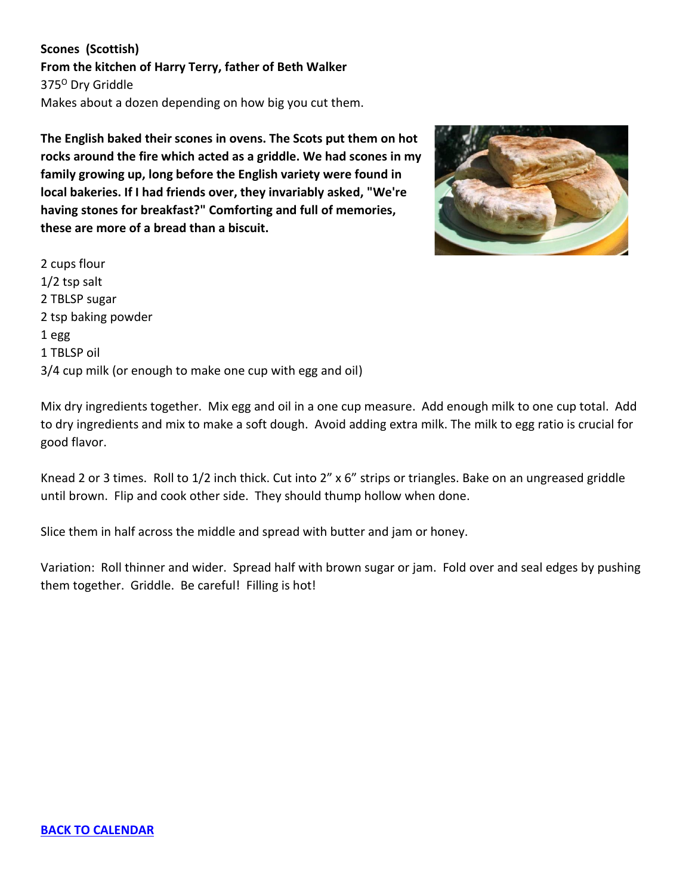**Scones (Scottish)**
**From the kitchen of Harry Terry, father of Beth Walker**
375$^{O}$ Dry Griddle
Makes about a dozen depending on how big you cut them.

**The English baked their scones in ovens. The Scots put them on hot rocks around the fire which acted as a griddle. We had scones in my family growing up, long before the English variety were found in local bakeries. If I had friends over, they invariably asked, "We're having stones for breakfast?" Comforting and full of memories, these are more of a bread than a biscuit.**

2 cups flour
1/2 tsp salt
2 TBLSP sugar
2 tsp baking powder
1 egg
1 TBLSP oil
3/4 cup milk (or enough to make one cup with egg and oil)

Mix dry ingredients together. Mix egg and oil in a one cup measure. Add enough milk to one cup total. Add to dry ingredients and mix to make a soft dough. Avoid adding extra milk. The milk to egg ratio is crucial for good flavor.

Knead 2 or 3 times. Roll to 1/2 inch thick. Cut into 2" x 6" strips or triangles. Bake on an ungreased griddle until brown. Flip and cook other side. They should thump hollow when done.

Slice them in half across the middle and spread with butter and jam or honey.

Variation: Roll thinner and wider. Spread half with brown sugar or jam. Fold over and seal edges by pushing them together. Griddle. Be careful! Filling is hot!

**BACK TO CALENDAR**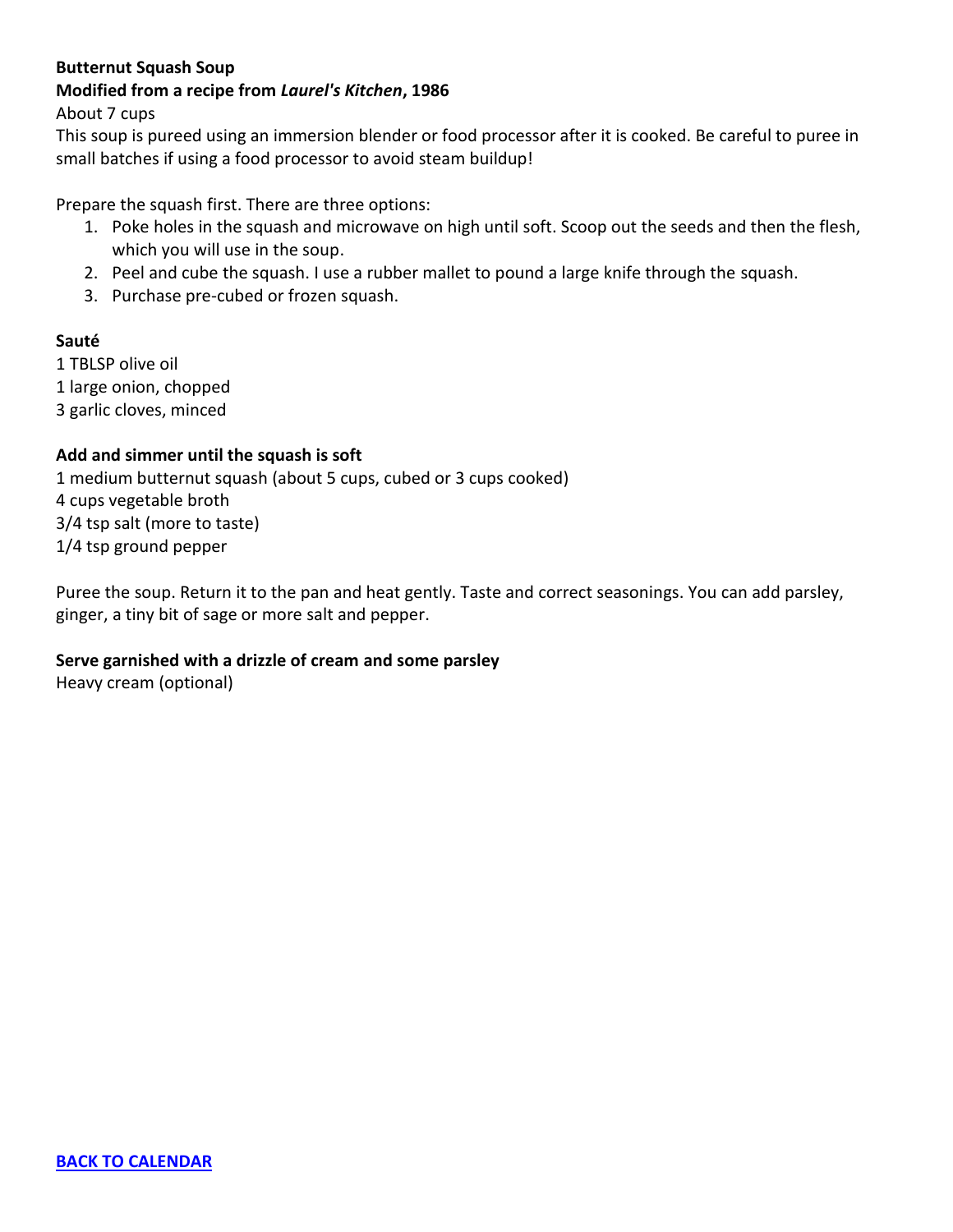**Butternut Squash Soup**

**Modified from a recipe from *Laurel's Kitchen*, 1986**

About 7 cups

This soup is pureed using an immersion blender or food processor after it is cooked. Be careful to puree in small batches if using a food processor to avoid steam buildup!

Prepare the squash first. There are three options:

1. Poke holes in the squash and microwave on high until soft. Scoop out the seeds and then the flesh, which you will use in the soup.
2. Peel and cube the squash. I use a rubber mallet to pound a large knife through the squash.
3. Purchase pre-cubed or frozen squash.

**Sauté**

1 TBLSP olive oil
1 large onion, chopped
3 garlic cloves, minced

**Add and simmer until the squash is soft**

1 medium butternut squash (about 5 cups, cubed or 3 cups cooked)
4 cups vegetable broth
3/4 tsp salt (more to taste)
1/4 tsp ground pepper

Puree the soup. Return it to the pan and heat gently. Taste and correct seasonings. You can add parsley, ginger, a tiny bit of sage or more salt and pepper.

**Serve garnished with a drizzle of cream and some parsley**

Heavy cream (optional)

**BACK TO CALENDAR**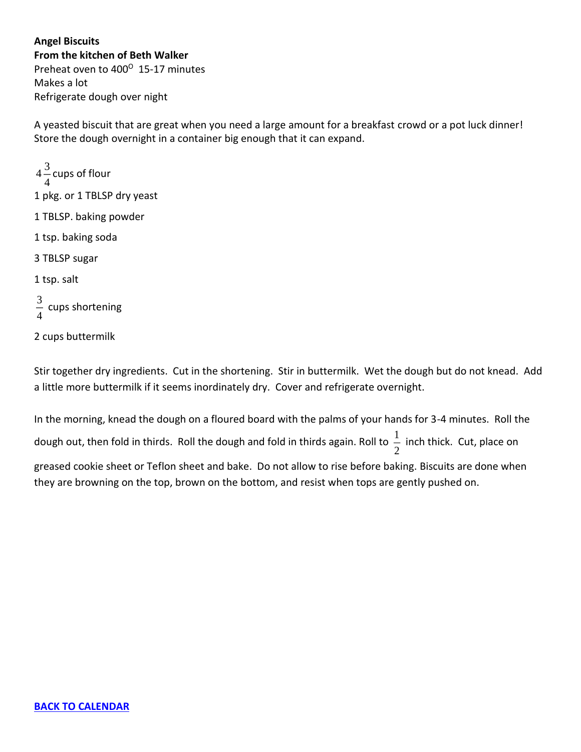**Angel Biscuits**
**From the kitchen of Beth Walker**
Preheat oven to $400^{O}$ 15-17 minutes
Makes a lot
Refrigerate dough over night

A yeasted biscuit that are great when you need a large amount for a breakfast crowd or a pot luck dinner! Store the dough overnight in a container big enough that it can expand.

$4\frac{3}{4}$ cups of flour

1 pkg. or 1 TBLSP dry yeast

1 TBLSP. baking powder

1 tsp. baking soda

3 TBLSP sugar

1 tsp. salt

$\frac{3}{4}$ cups shortening

2 cups buttermilk

Stir together dry ingredients. Cut in the shortening. Stir in buttermilk. Wet the dough but do not knead. Add a little more buttermilk if it seems inordinately dry. Cover and refrigerate overnight.

In the morning, knead the dough on a floured board with the palms of your hands for 3-4 minutes. Roll the dough out, then fold in thirds. Roll the dough and fold in thirds again. Roll to $\frac{1}{2}$ inch thick. Cut, place on greased cookie sheet or Teflon sheet and bake. Do not allow to rise before baking. Biscuits are done when they are browning on the top, brown on the bottom, and resist when tops are gently pushed on.

**BACK TO CALENDAR**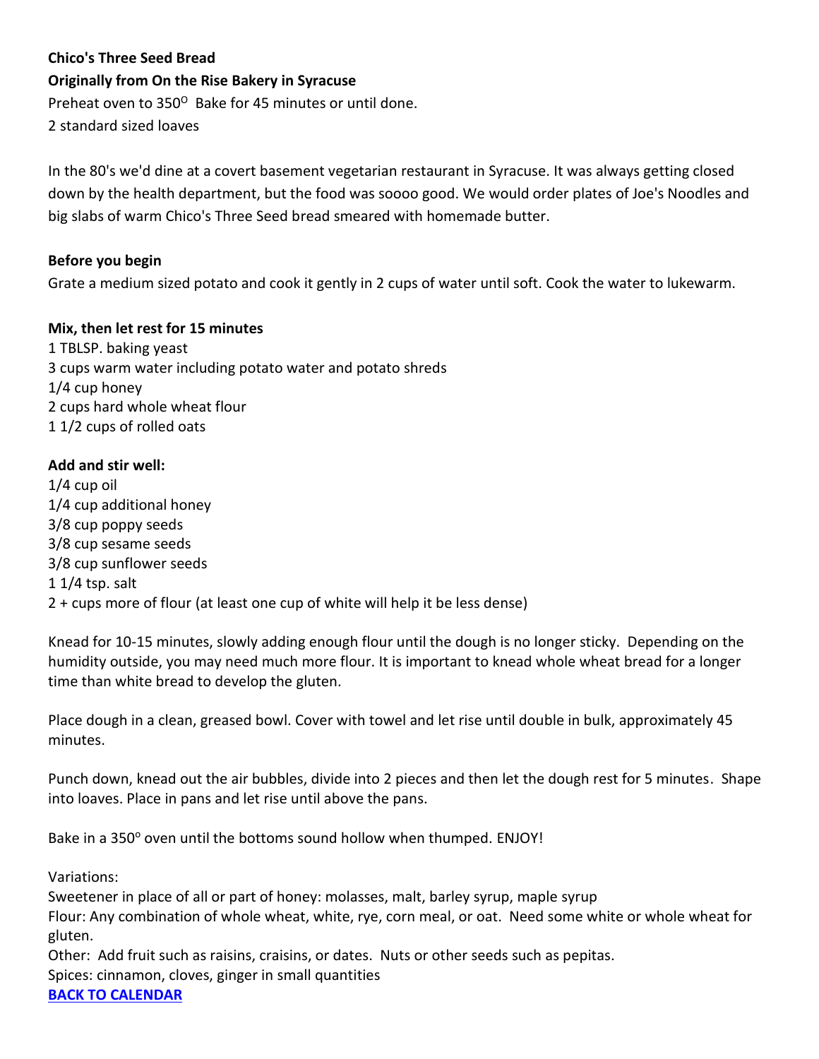**Chico's Three Seed Bread**

**Originally from On the Rise Bakery in Syracuse**

Preheat oven to 350$^{O}$ Bake for 45 minutes or until done.

2 standard sized loaves

In the 80's we'd dine at a covert basement vegetarian restaurant in Syracuse. It was always getting closed down by the health department, but the food was soooo good. We would order plates of Joe's Noodles and big slabs of warm Chico's Three Seed bread smeared with homemade butter.

**Before you begin**

Grate a medium sized potato and cook it gently in 2 cups of water until soft. Cook the water to lukewarm.

**Mix, then let rest for 15 minutes**

1 TBLSP. baking yeast  
3 cups warm water including potato water and potato shreds  
1/4 cup honey  
2 cups hard whole wheat flour  
1 1/2 cups of rolled oats

**Add and stir well:**

1/4 cup oil  
1/4 cup additional honey  
3/8 cup poppy seeds  
3/8 cup sesame seeds  
3/8 cup sunflower seeds  
1 1/4 tsp. salt  
2 + cups more of flour (at least one cup of white will help it be less dense)

Knead for 10-15 minutes, slowly adding enough flour until the dough is no longer sticky. Depending on the humidity outside, you may need much more flour. It is important to knead whole wheat bread for a longer time than white bread to develop the gluten.

Place dough in a clean, greased bowl. Cover with towel and let rise until double in bulk, approximately 45 minutes.

Punch down, knead out the air bubbles, divide into 2 pieces and then let the dough rest for 5 minutes. Shape into loaves. Place in pans and let rise until above the pans.

Bake in a 350$^{o}$ oven until the bottoms sound hollow when thumped. ENJOY!

Variations:

Sweetener in place of all or part of honey: molasses, malt, barley syrup, maple syrup  
Flour: Any combination of whole wheat, white, rye, corn meal, or oat. Need some white or whole wheat for gluten.  
Other: Add fruit such as raisins, craisins, or dates. Nuts or other seeds such as pepitas.  
Spices: cinnamon, cloves, ginger in small quantities

**BACK TO CALENDAR**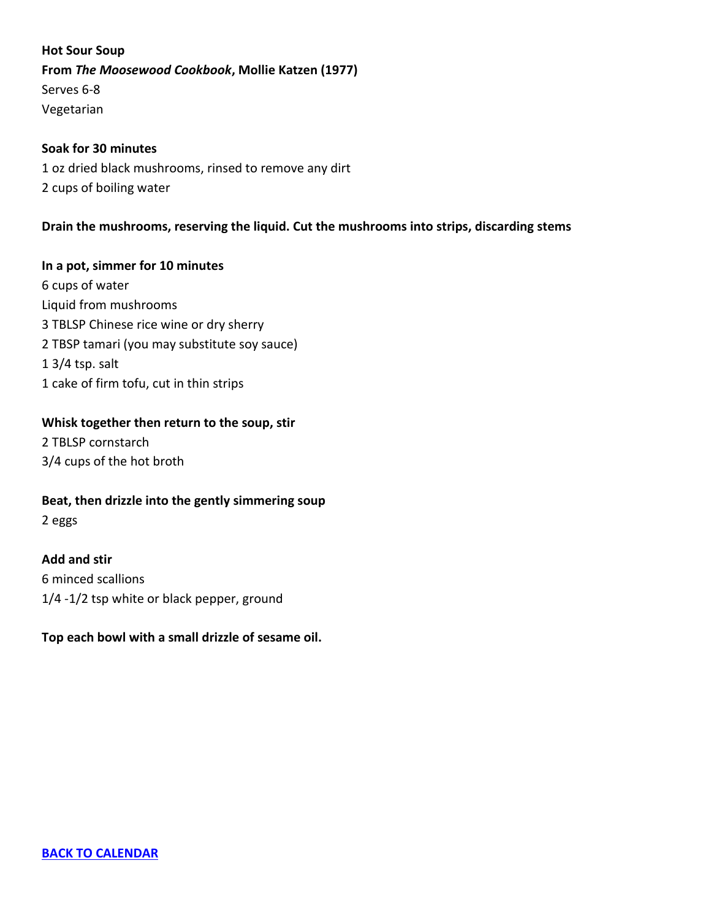**Hot Sour Soup**
**From *The Moosewood Cookbook*, Mollie Katzen (1977)**
Serves 6-8
Vegetarian

**Soak for 30 minutes**
1 oz dried black mushrooms, rinsed to remove any dirt
2 cups of boiling water

**Drain the mushrooms, reserving the liquid. Cut the mushrooms into strips, discarding stems**

**In a pot, simmer for 10 minutes**
6 cups of water
Liquid from mushrooms
3 TBLSP Chinese rice wine or dry sherry
2 TBSP tamari (you may substitute soy sauce)
1 3/4 tsp. salt
1 cake of firm tofu, cut in thin strips

**Whisk together then return to the soup, stir**
2 TBLSP cornstarch
3/4 cups of the hot broth

**Beat, then drizzle into the gently simmering soup**
2 eggs

**Add and stir**
6 minced scallions
1/4 -1/2 tsp white or black pepper, ground

**Top each bowl with a small drizzle of sesame oil.**

**[BACK TO CALENDAR]**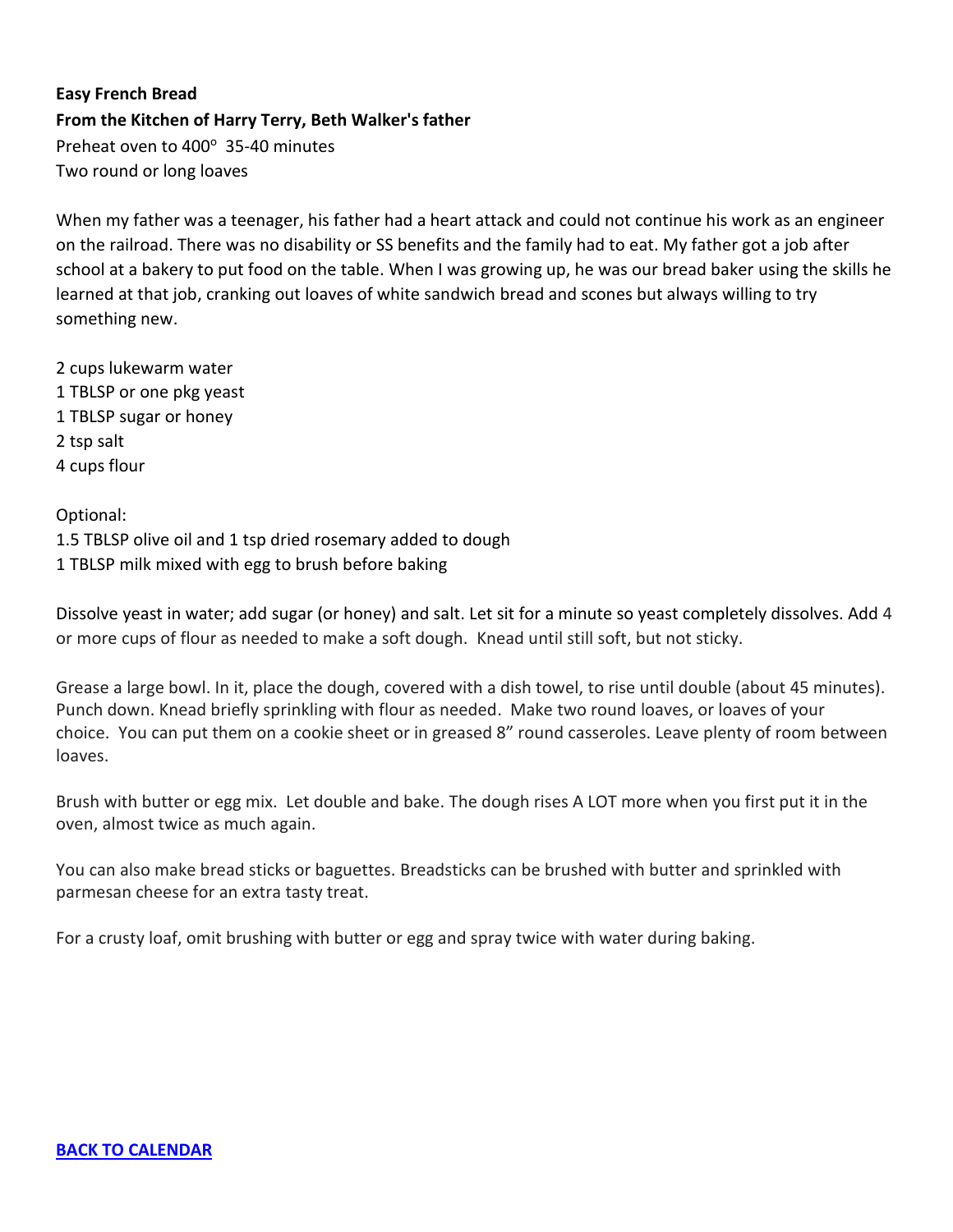**Easy French Bread**
**From the Kitchen of Harry Terry, Beth Walker's father**
Preheat oven to 400º 35-40 minutes
Two round or long loaves

When my father was a teenager, his father had a heart attack and could not continue his work as an engineer on the railroad. There was no disability or SS benefits and the family had to eat. My father got a job after school at a bakery to put food on the table. When I was growing up, he was our bread baker using the skills he learned at that job, cranking out loaves of white sandwich bread and scones but always willing to try something new.

2 cups lukewarm water
1 TBLSP or one pkg yeast
1 TBLSP sugar or honey
2 tsp salt
4 cups flour

Optional:
1.5 TBLSP olive oil and 1 tsp dried rosemary added to dough
1 TBLSP milk mixed with egg to brush before baking

Dissolve yeast in water; add sugar (or honey) and salt. Let sit for a minute so yeast completely dissolves. Add 4 or more cups of flour as needed to make a soft dough. Knead until still soft, but not sticky.

Grease a large bowl. In it, place the dough, covered with a dish towel, to rise until double (about 45 minutes). Punch down. Knead briefly sprinkling with flour as needed. Make two round loaves, or loaves of your choice. You can put them on a cookie sheet or in greased 8" round casseroles. Leave plenty of room between loaves.

Brush with butter or egg mix. Let double and bake. The dough rises A LOT more when you first put it in the oven, almost twice as much again.

You can also make bread sticks or baguettes. Breadsticks can be brushed with butter and sprinkled with parmesan cheese for an extra tasty treat.

For a crusty loaf, omit brushing with butter or egg and spray twice with water during baking.

**BACK TO CALENDAR**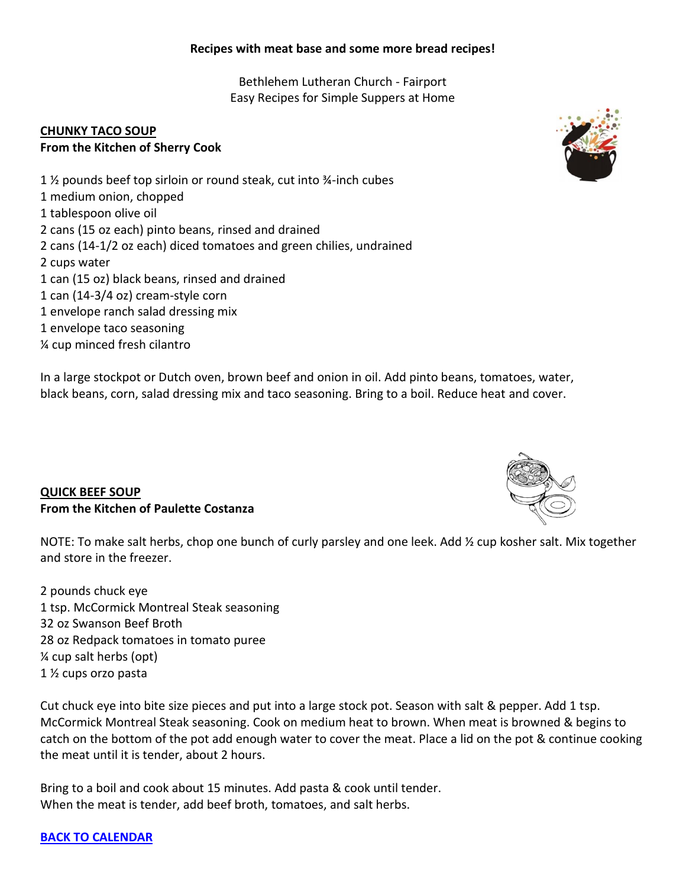**Recipes with meat base and some more bread recipes!**

Bethlehem Lutheran Church - Fairport
Easy Recipes for Simple Suppers at Home

## CHUNKY TACO SOUP

**From the Kitchen of Sherry Cook**

1 ½ pounds beef top sirloin or round steak, cut into ¾-inch cubes
1 medium onion, chopped
1 tablespoon olive oil
2 cans (15 oz each) pinto beans, rinsed and drained
2 cans (14-1/2 oz each) diced tomatoes and green chilies, undrained
2 cups water
1 can (15 oz) black beans, rinsed and drained
1 can (14-3/4 oz) cream-style corn
1 envelope ranch salad dressing mix
1 envelope taco seasoning
¼ cup minced fresh cilantro

In a large stockpot or Dutch oven, brown beef and onion in oil. Add pinto beans, tomatoes, water, black beans, corn, salad dressing mix and taco seasoning. Bring to a boil. Reduce heat and cover.

## QUICK BEEF SOUP

**From the Kitchen of Paulette Costanza**

NOTE: To make salt herbs, chop one bunch of curly parsley and one leek. Add ½ cup kosher salt. Mix together and store in the freezer.

2 pounds chuck eye
1 tsp. McCormick Montreal Steak seasoning
32 oz Swanson Beef Broth
28 oz Redpack tomatoes in tomato puree
¼ cup salt herbs (opt)
1 ½ cups orzo pasta

Cut chuck eye into bite size pieces and put into a large stock pot. Season with salt & pepper. Add 1 tsp. McCormick Montreal Steak seasoning. Cook on medium heat to brown. When meat is browned & begins to catch on the bottom of the pot add enough water to cover the meat. Place a lid on the pot & continue cooking the meat until it is tender, about 2 hours.

Bring to a boil and cook about 15 minutes. Add pasta & cook until tender.
When the meat is tender, add beef broth, tomatoes, and salt herbs.

**BACK TO CALENDAR**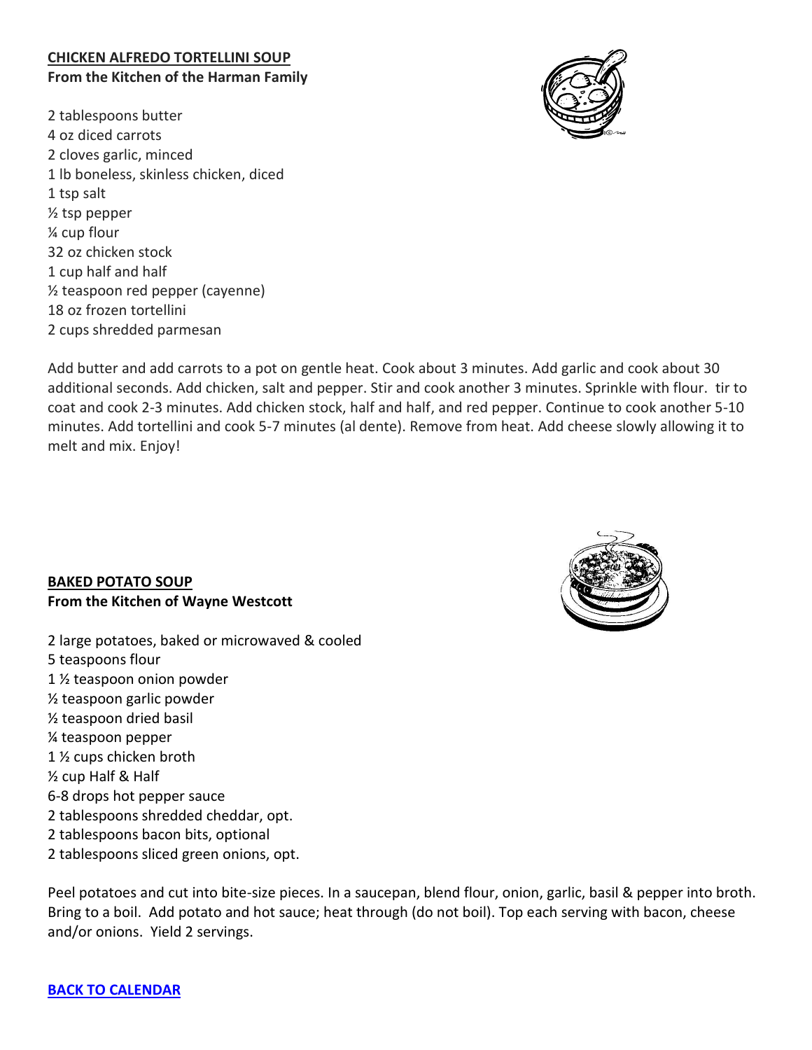**CHICKEN ALFREDO TORTELLINI SOUP**
**From the Kitchen of the Harman Family**

2 tablespoons butter
4 oz diced carrots
2 cloves garlic, minced
1 lb boneless, skinless chicken, diced
1 tsp salt
½ tsp pepper
¼ cup flour
32 oz chicken stock
1 cup half and half
½ teaspoon red pepper (cayenne)
18 oz frozen tortellini
2 cups shredded parmesan

Add butter and add carrots to a pot on gentle heat. Cook about 3 minutes. Add garlic and cook about 30 additional seconds. Add chicken, salt and pepper. Stir and cook another 3 minutes. Sprinkle with flour. tir to coat and cook 2-3 minutes. Add chicken stock, half and half, and red pepper. Continue to cook another 5-10 minutes. Add tortellini and cook 5-7 minutes (al dente). Remove from heat. Add cheese slowly allowing it to melt and mix. Enjoy!

**BAKED POTATO SOUP**
**From the Kitchen of Wayne Westcott**

2 large potatoes, baked or microwaved & cooled
5 teaspoons flour
1 ½ teaspoon onion powder
½ teaspoon garlic powder
½ teaspoon dried basil
¼ teaspoon pepper
1 ½ cups chicken broth
½ cup Half & Half
6-8 drops hot pepper sauce
2 tablespoons shredded cheddar, opt.
2 tablespoons bacon bits, optional
2 tablespoons sliced green onions, opt.

Peel potatoes and cut into bite-size pieces. In a saucepan, blend flour, onion, garlic, basil & pepper into broth. Bring to a boil. Add potato and hot sauce; heat through (do not boil). Top each serving with bacon, cheese and/or onions. Yield 2 servings.

**BACK TO CALENDAR**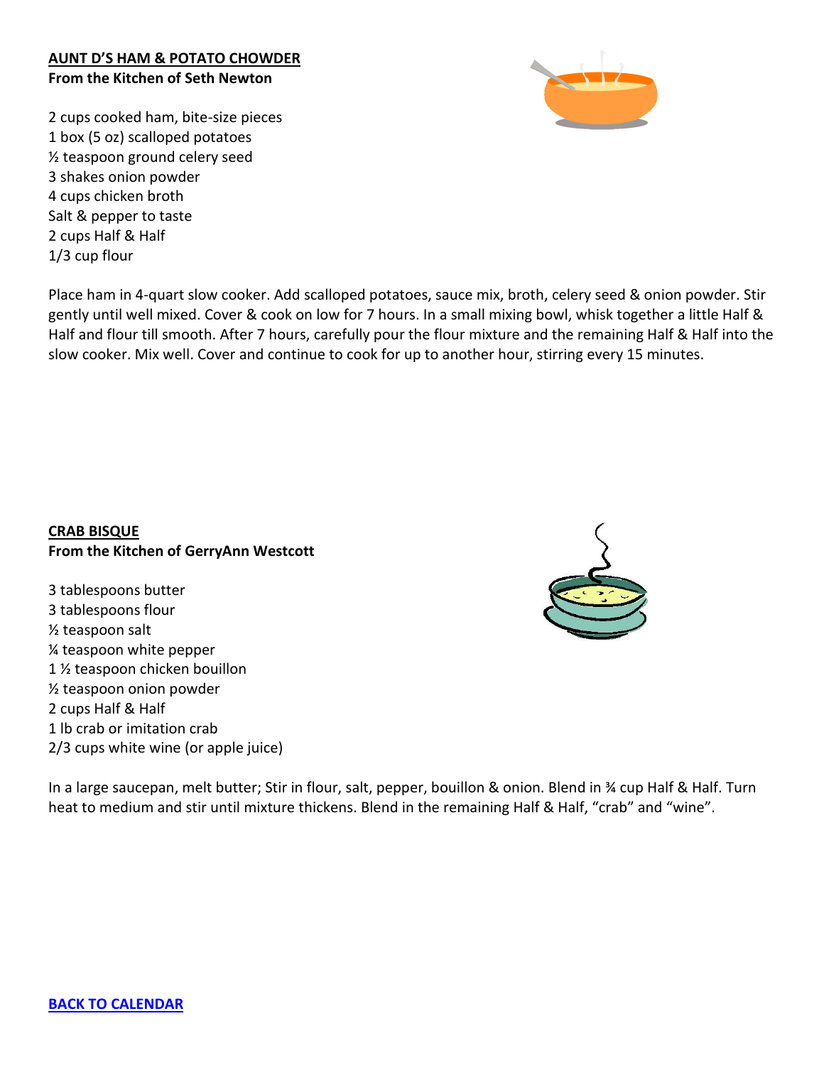## AUNT D'S HAM & POTATO CHOWDER

**From the Kitchen of Seth Newton**

2 cups cooked ham, bite-size pieces
1 box (5 oz) scalloped potatoes
½ teaspoon ground celery seed
3 shakes onion powder
4 cups chicken broth
Salt & pepper to taste
2 cups Half & Half
1/3 cup flour

Place ham in 4-quart slow cooker. Add scalloped potatoes, sauce mix, broth, celery seed & onion powder. Stir gently until well mixed. Cover & cook on low for 7 hours. In a small mixing bowl, whisk together a little Half & Half and flour till smooth. After 7 hours, carefully pour the flour mixture and the remaining Half & Half into the slow cooker. Mix well. Cover and continue to cook for up to another hour, stirring every 15 minutes.

## CRAB BISQUE

**From the Kitchen of GerryAnn Westcott**

3 tablespoons butter
3 tablespoons flour
½ teaspoon salt
¼ teaspoon white pepper
1 ½ teaspoon chicken bouillon
½ teaspoon onion powder
2 cups Half & Half
1 lb crab or imitation crab
2/3 cups white wine (or apple juice)

In a large saucepan, melt butter; Stir in flour, salt, pepper, bouillon & onion. Blend in ¾ cup Half & Half. Turn heat to medium and stir until mixture thickens. Blend in the remaining Half & Half, "crab" and "wine".

BACK TO CALENDAR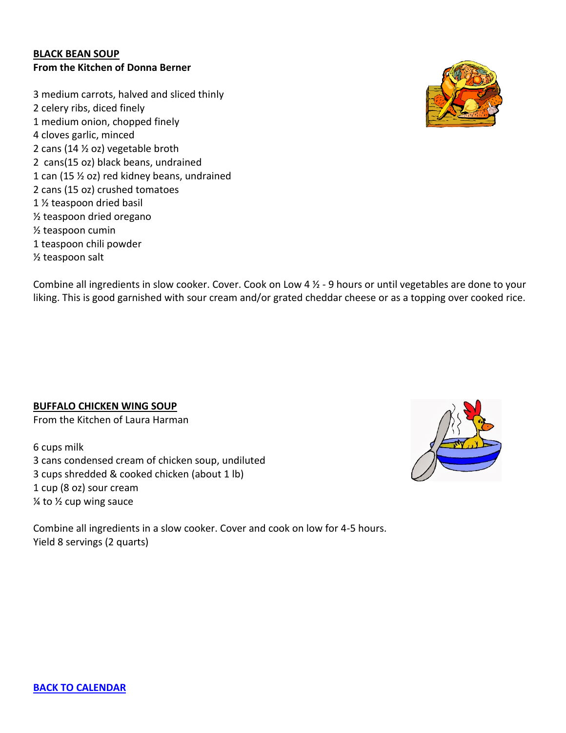## BLACK BEAN SOUP
**From the Kitchen of Donna Berner**

3 medium carrots, halved and sliced thinly
2 celery ribs, diced finely
1 medium onion, chopped finely
4 cloves garlic, minced
2 cans (14 ½ oz) vegetable broth
2 cans(15 oz) black beans, undrained
1 can (15 ½ oz) red kidney beans, undrained
2 cans (15 oz) crushed tomatoes
1 ½ teaspoon dried basil
½ teaspoon dried oregano
½ teaspoon cumin
1 teaspoon chili powder
½ teaspoon salt

Combine all ingredients in slow cooker. Cover. Cook on Low 4 ½ - 9 hours or until vegetables are done to your liking. This is good garnished with sour cream and/or grated cheddar cheese or as a topping over cooked rice.

## BUFFALO CHICKEN WING SOUP
From the Kitchen of Laura Harman

6 cups milk
3 cans condensed cream of chicken soup, undiluted
3 cups shredded & cooked chicken (about 1 lb)
1 cup (8 oz) sour cream
¼ to ½ cup wing sauce

Combine all ingredients in a slow cooker. Cover and cook on low for 4-5 hours.
Yield 8 servings (2 quarts)

**BACK TO CALENDAR**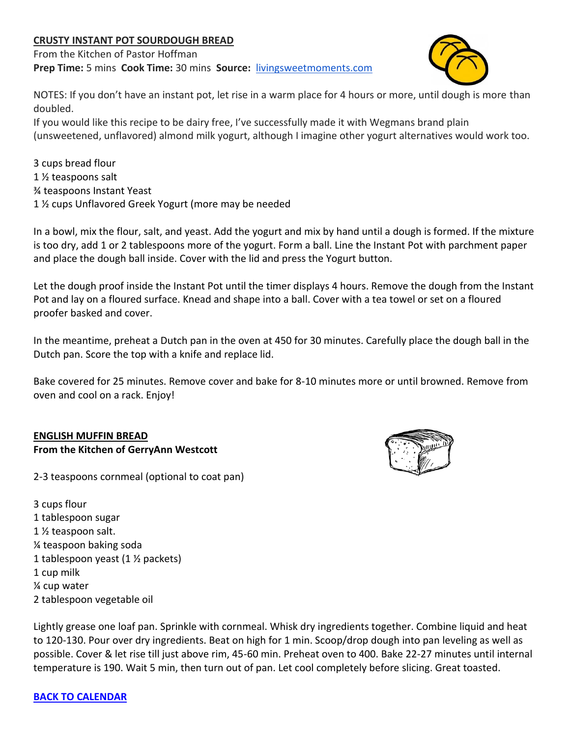## CRUSTY INSTANT POT SOURDOUGH BREAD

From the Kitchen of Pastor Hoffman

**Prep Time:** 5 mins **Cook Time:** 30 mins **Source:** [livingsweetmoments.com](livingsweetmoments.com)

NOTES: If you don't have an instant pot, let rise in a warm place for 4 hours or more, until dough is more than doubled.
If you would like this recipe to be dairy free, I've successfully made it with Wegmans brand plain (unsweetened, unflavored) almond milk yogurt, although I imagine other yogurt alternatives would work too.

3 cups bread flour
1 ½ teaspoons salt
¾ teaspoons Instant Yeast
1 ½ cups Unflavored Greek Yogurt (more may be needed

In a bowl, mix the flour, salt, and yeast. Add the yogurt and mix by hand until a dough is formed. If the mixture is too dry, add 1 or 2 tablespoons more of the yogurt. Form a ball. Line the Instant Pot with parchment paper and place the dough ball inside. Cover with the lid and press the Yogurt button.

Let the dough proof inside the Instant Pot until the timer displays 4 hours. Remove the dough from the Instant Pot and lay on a floured surface. Knead and shape into a ball. Cover with a tea towel or set on a floured proofer basked and cover.

In the meantime, preheat a Dutch pan in the oven at 450 for 30 minutes. Carefully place the dough ball in the Dutch pan. Score the top with a knife and replace lid.

Bake covered for 25 minutes. Remove cover and bake for 8-10 minutes more or until browned. Remove from oven and cool on a rack. Enjoy!

## ENGLISH MUFFIN BREAD

**From the Kitchen of GerryAnn Westcott**

2-3 teaspoons cornmeal (optional to coat pan)

3 cups flour
1 tablespoon sugar
1 ½ teaspoon salt.
¼ teaspoon baking soda
1 tablespoon yeast (1 ½ packets)
1 cup milk
¼ cup water
2 tablespoon vegetable oil

Lightly grease one loaf pan. Sprinkle with cornmeal. Whisk dry ingredients together. Combine liquid and heat to 120-130. Pour over dry ingredients. Beat on high for 1 min. Scoop/drop dough into pan leveling as well as possible. Cover & let rise till just above rim, 45-60 min. Preheat oven to 400. Bake 22-27 minutes until internal temperature is 190. Wait 5 min, then turn out of pan. Let cool completely before slicing. Great toasted.

**BACK TO CALENDAR**